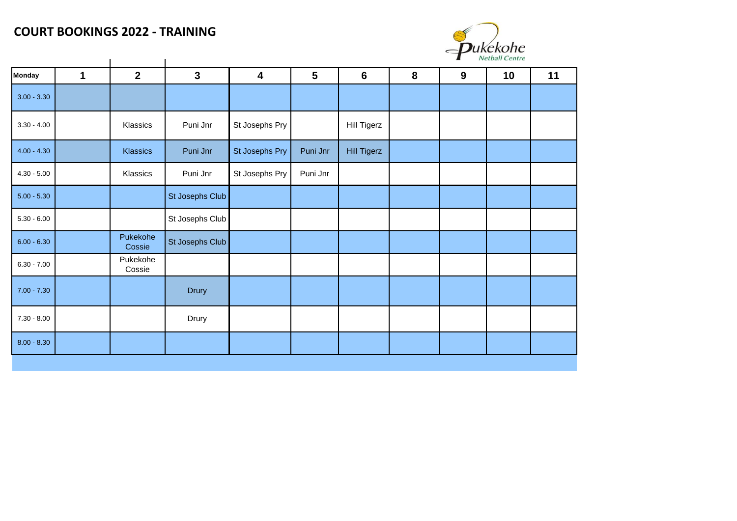# COURT BOOKINGS 2022 - TRAINING

Pukekohe Netball Centre

| Monday | 1 | 2 | 3 | 4 | 5 | 6 | 8 | 9 | 10 | 11 |
|---|---|---|---|---|---|---|---|---|---|---|
| 3.00 - 3.30 | | | | | | | | | | |
| 3.30 - 4.00 | | Klassics | Puni Jnr | St Josephs Pry | | Hill Tigerz | | | | |
| 4.00 - 4.30 | | Klassics | Puni Jnr | St Josephs Pry | Puni Jnr | Hill Tigerz | | | | |
| 4.30 - 5.00 | | Klassics | Puni Jnr | St Josephs Pry | Puni Jnr | | | | | |
| 5.00 - 5.30 | | | St Josephs Club | | | | | | | |
| 5.30 - 6.00 | | | St Josephs Club | | | | | | | |
| 6.00 - 6.30 | | Pukekohe Cossie | St Josephs Club | | | | | | | |
| 6.30 - 7.00 | | Pukekohe Cossie | | | | | | | | |
| 7.00 - 7.30 | | | Drury | | | | | | | |
| 7.30 - 8.00 | | | Drury | | | | | | | |
| 8.00 - 8.30 | | | | | | | | | | |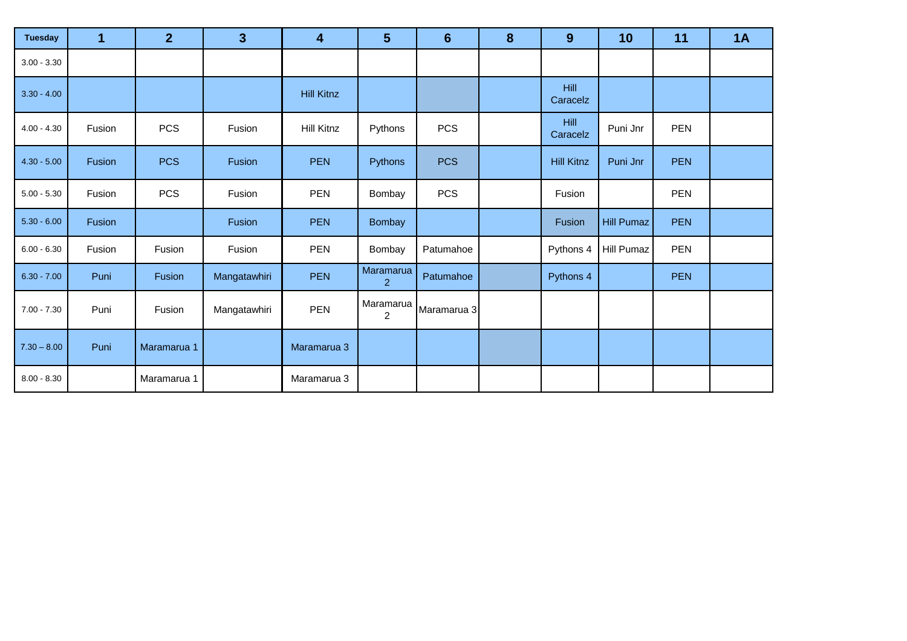| Tuesday | 1 | 2 | 3 | 4 | 5 | 6 | 8 | 9 | 10 | 11 | 1A |
|---|---|---|---|---|---|---|---|---|---|---|---|
| 3.00 - 3.30 | | | | | | | | | | | |
| 3.30 - 4.00 | | | | Hill Kitnz | | | | Hill Caracelz | | | |
| 4.00 - 4.30 | Fusion | PCS | Fusion | Hill Kitnz | Pythons | PCS | | Hill Caracelz | Puni Jnr | PEN | |
| 4.30 - 5.00 | Fusion | PCS | Fusion | PEN | Pythons | PCS | | Hill Kitnz | Puni Jnr | PEN | |
| 5.00 - 5.30 | Fusion | PCS | Fusion | PEN | Bombay | PCS | | Fusion | | PEN | |
| 5.30 - 6.00 | Fusion | | Fusion | PEN | Bombay | | | Fusion | Hill Pumaz | PEN | |
| 6.00 - 6.30 | Fusion | Fusion | Fusion | PEN | Bombay | Patumahoe | | Pythons 4 | Hill Pumaz | PEN | |
| 6.30 - 7.00 | Puni | Fusion | Mangatawhiri | PEN | Maramarua 2 | Patumahoe | | Pythons 4 | | PEN | |
| 7.00 - 7.30 | Puni | Fusion | Mangatawhiri | PEN | Maramarua 2 | Maramarua 3 | | | | | |
| 7.30 – 8.00 | Puni | Maramarua 1 | | Maramarua 3 | | | | | | | |
| 8.00 - 8.30 | | Maramarua 1 | | Maramarua 3 | | | | | | | |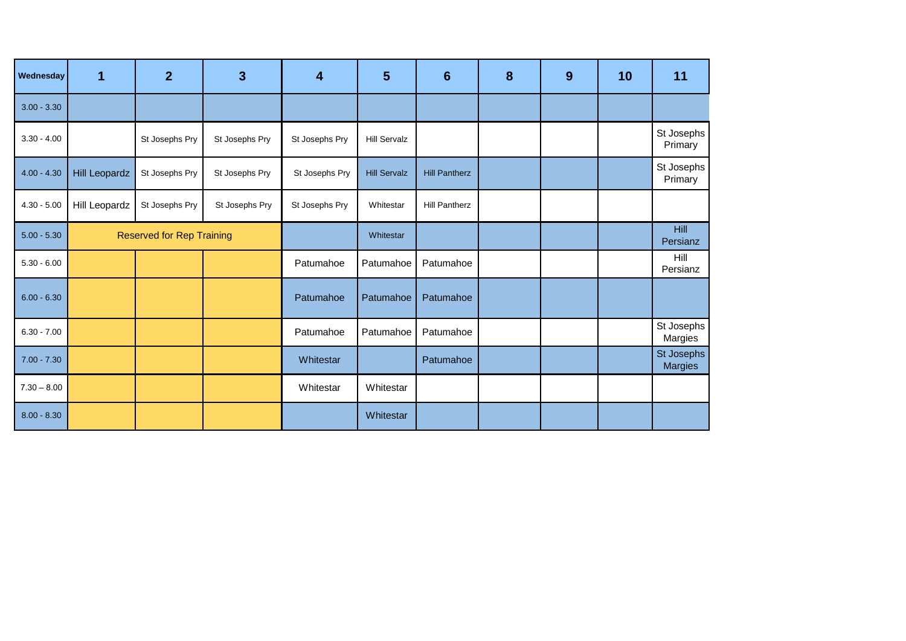| Wednesday | 1 | 2 | 3 | 4 | 5 | 6 | 8 | 9 | 10 | 11 |
|---|---|---|---|---|---|---|---|---|---|---|
| 3.00 - 3.30 | | | | | | | | | | |
| 3.30 - 4.00 | | St Josephs Pry | St Josephs Pry | St Josephs Pry | Hill Servalz | | | | | St Josephs Primary |
| 4.00 - 4.30 | Hill Leopardz | St Josephs Pry | St Josephs Pry | St Josephs Pry | Hill Servalz | Hill Pantherz | | | | St Josephs Primary |
| 4.30 - 5.00 | Hill Leopardz | St Josephs Pry | St Josephs Pry | St Josephs Pry | Whitestar | Hill Pantherz | | | | |
| 5.00 - 5.30 | Reserved for Rep Training | | | | Whitestar | | | | | Hill Persianz |
| 5.30 - 6.00 | | | | Patumahoe | Patumahoe | Patumahoe | | | | Hill Persianz |
| 6.00 - 6.30 | | | | Patumahoe | Patumahoe | Patumahoe | | | | |
| 6.30 - 7.00 | | | | Patumahoe | Patumahoe | Patumahoe | | | | St Josephs Margies |
| 7.00 - 7.30 | | | | Whitestar | | Patumahoe | | | | St Josephs Margies |
| 7.30 – 8.00 | | | | Whitestar | Whitestar | | | | | |
| 8.00 - 8.30 | | | | | Whitestar | | | | | |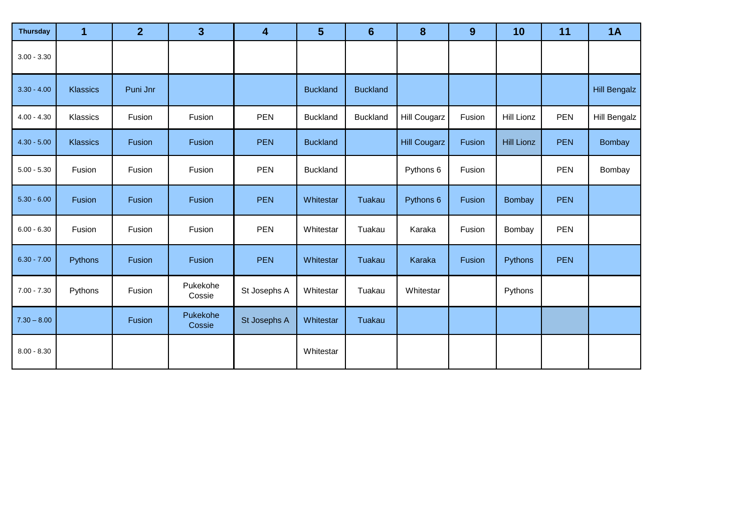| Thursday | 1 | 2 | 3 | 4 | 5 | 6 | 8 | 9 | 10 | 11 | 1A |
|---|---|---|---|---|---|---|---|---|---|---|---|
| 3.00 - 3.30 | | | | | | | | | | | |
| 3.30 - 4.00 | Klassics | Puni Jnr | | | Buckland | Buckland | | | | | Hill Bengalz |
| 4.00 - 4.30 | Klassics | Fusion | Fusion | PEN | Buckland | Buckland | Hill Cougarz | Fusion | Hill Lionz | PEN | Hill Bengalz |
| 4.30 - 5.00 | Klassics | Fusion | Fusion | PEN | Buckland | | Hill Cougarz | Fusion | Hill Lionz | PEN | Bombay |
| 5.00 - 5.30 | Fusion | Fusion | Fusion | PEN | Buckland | | Pythons 6 | Fusion | | PEN | Bombay |
| 5.30 - 6.00 | Fusion | Fusion | Fusion | PEN | Whitestar | Tuakau | Pythons 6 | Fusion | Bombay | PEN | |
| 6.00 - 6.30 | Fusion | Fusion | Fusion | PEN | Whitestar | Tuakau | Karaka | Fusion | Bombay | PEN | |
| 6.30 - 7.00 | Pythons | Fusion | Fusion | PEN | Whitestar | Tuakau | Karaka | Fusion | Pythons | PEN | |
| 7.00 - 7.30 | Pythons | Fusion | Pukekohe Cossie | St Josephs A | Whitestar | Tuakau | Whitestar | | Pythons | | |
| 7.30 – 8.00 | | Fusion | Pukekohe Cossie | St Josephs A | Whitestar | Tuakau | | | | | |
| 8.00 - 8.30 | | | | | Whitestar | | | | | | |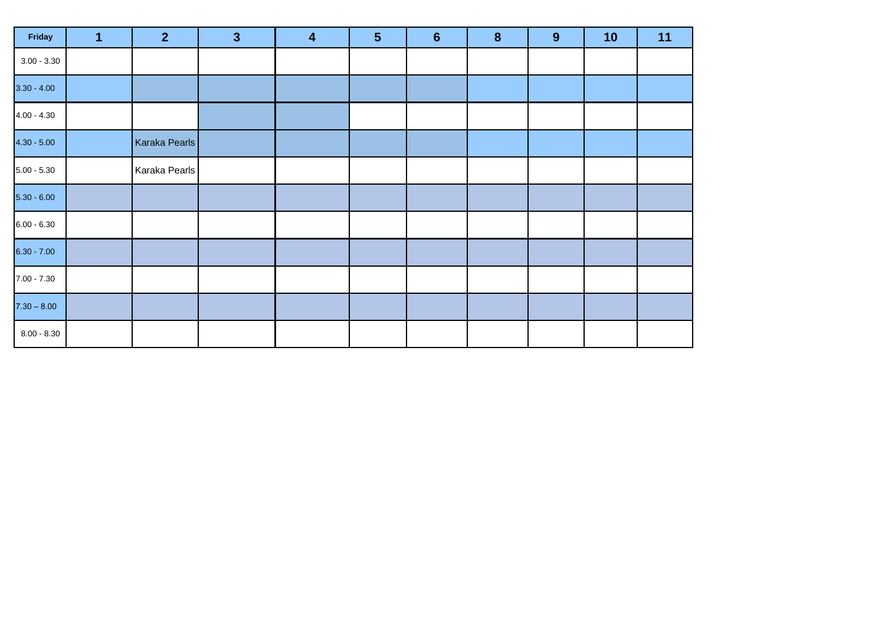| Friday | 1 | 2 | 3 | 4 | 5 | 6 | 8 | 9 | 10 | 11 |
|---|---|---|---|---|---|---|---|---|---|---|
| 3.00 - 3.30 | | | | | | | | | | |
| 3.30 - 4.00 | | | | | | | | | | |
| 4.00 - 4.30 | | | | | | | | | | |
| 4.30 - 5.00 | | Karaka Pearls | | | | | | | | |
| 5.00 - 5.30 | | Karaka Pearls | | | | | | | | |
| 5.30 - 6.00 | | | | | | | | | | |
| 6.00 - 6.30 | | | | | | | | | | |
| 6.30 - 7.00 | | | | | | | | | | |
| 7.00 - 7.30 | | | | | | | | | | |
| 7.30 – 8.00 | | | | | | | | | | |
| 8.00 - 8.30 | | | | | | | | | | |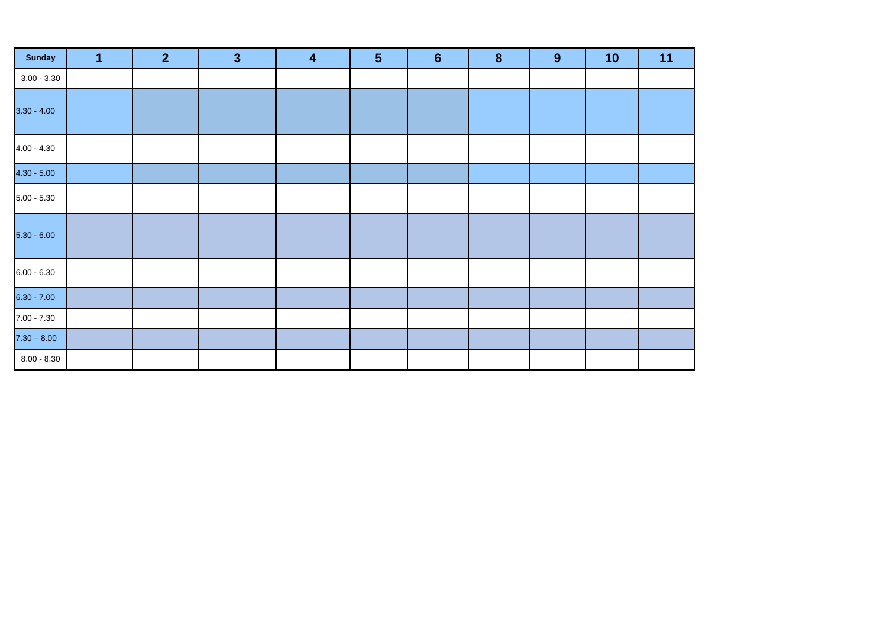| Sunday | 1 | 2 | 3 | 4 | 5 | 6 | 8 | 9 | 10 | 11 |
|---|---|---|---|---|---|---|---|---|---|---|
| 3.00 - 3.30 | | | | | | | | | | |
| 3.30 - 4.00 | | | | | | | | | | |
| 4.00 - 4.30 | | | | | | | | | | |
| 4.30 - 5.00 | | | | | | | | | | |
| 5.00 - 5.30 | | | | | | | | | | |
| 5.30 - 6.00 | | | | | | | | | | |
| 6.00 - 6.30 | | | | | | | | | | |
| 6.30 - 7.00 | | | | | | | | | | |
| 7.00 - 7.30 | | | | | | | | | | |
| 7.30 – 8.00 | | | | | | | | | | |
| 8.00 - 8.30 | | | | | | | | | | |